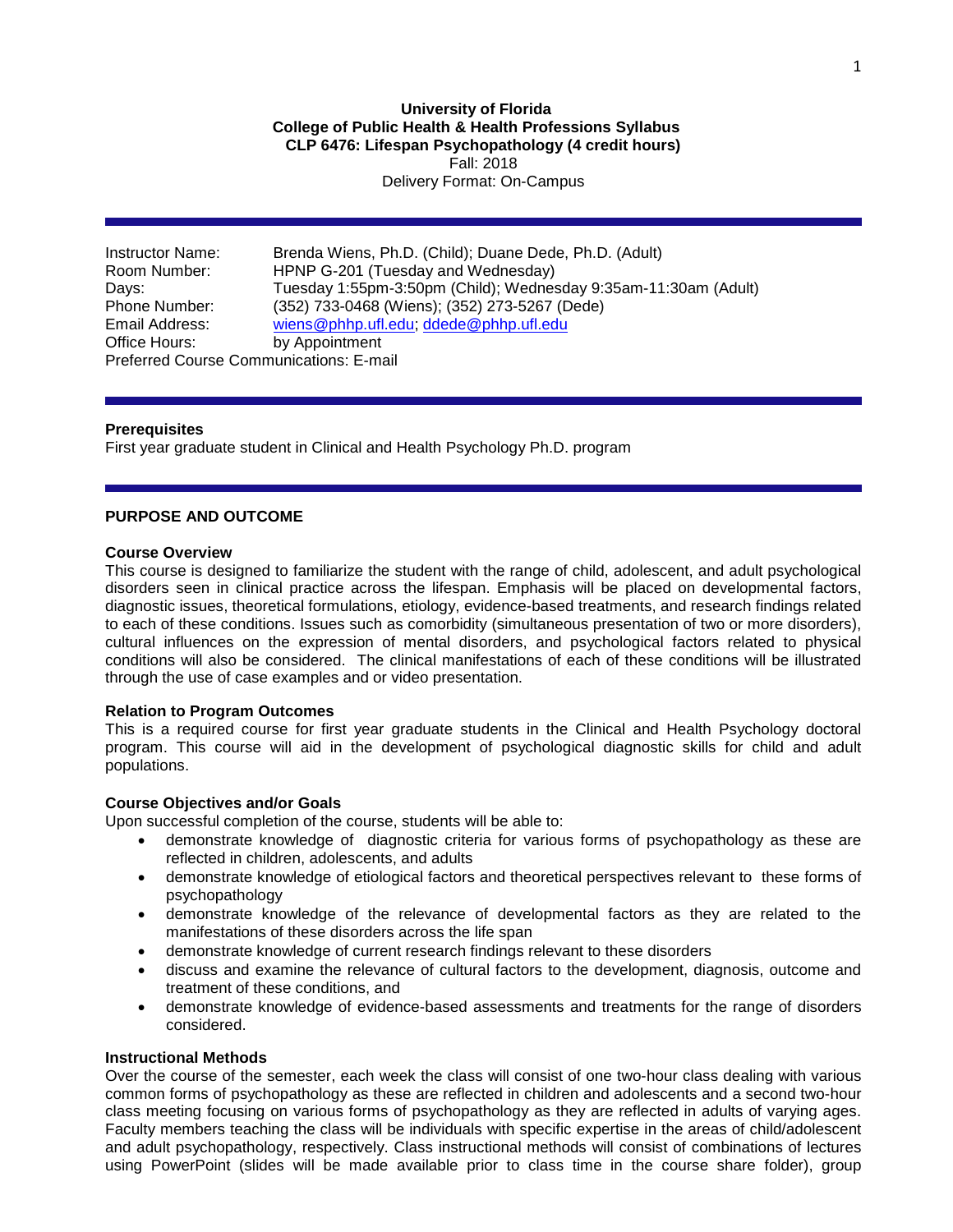**University of Florida**
**College of Public Health & Health Professions Syllabus**
**CLP 6476: Lifespan Psychopathology (4 credit hours)**
Fall: 2018
Delivery Format: On-Campus

---

Instructor Name: Brenda Wiens, Ph.D. (Child); Duane Dede, Ph.D. (Adult)
Room Number: HPNP G-201 (Tuesday and Wednesday)
Days: Tuesday 1:55pm-3:50pm (Child); Wednesday 9:35am-11:30am (Adult)
Phone Number: (352) 733-0468 (Wiens); (352) 273-5267 (Dede)
Email Address: wiens@phhp.ufl.edu; ddede@phhp.ufl.edu
Office Hours: by Appointment
Preferred Course Communications: E-mail

---

**Prerequisites**
First year graduate student in Clinical and Health Psychology Ph.D. program

---

## PURPOSE AND OUTCOME

### Course Overview

This course is designed to familiarize the student with the range of child, adolescent, and adult psychological disorders seen in clinical practice across the lifespan. Emphasis will be placed on developmental factors, diagnostic issues, theoretical formulations, etiology, evidence-based treatments, and research findings related to each of these conditions. Issues such as comorbidity (simultaneous presentation of two or more disorders), cultural influences on the expression of mental disorders, and psychological factors related to physical conditions will also be considered. The clinical manifestations of each of these conditions will be illustrated through the use of case examples and or video presentation.

### Relation to Program Outcomes

This is a required course for first year graduate students in the Clinical and Health Psychology doctoral program. This course will aid in the development of psychological diagnostic skills for child and adult populations.

### Course Objectives and/or Goals

Upon successful completion of the course, students will be able to:

- demonstrate knowledge of diagnostic criteria for various forms of psychopathology as these are reflected in children, adolescents, and adults
- demonstrate knowledge of etiological factors and theoretical perspectives relevant to these forms of psychopathology
- demonstrate knowledge of the relevance of developmental factors as they are related to the manifestations of these disorders across the life span
- demonstrate knowledge of current research findings relevant to these disorders
- discuss and examine the relevance of cultural factors to the development, diagnosis, outcome and treatment of these conditions, and
- demonstrate knowledge of evidence-based assessments and treatments for the range of disorders considered.

### Instructional Methods

Over the course of the semester, each week the class will consist of one two-hour class dealing with various common forms of psychopathology as these are reflected in children and adolescents and a second two-hour class meeting focusing on various forms of psychopathology as they are reflected in adults of varying ages. Faculty members teaching the class will be individuals with specific expertise in the areas of child/adolescent and adult psychopathology, respectively. Class instructional methods will consist of combinations of lectures using PowerPoint (slides will be made available prior to class time in the course share folder), group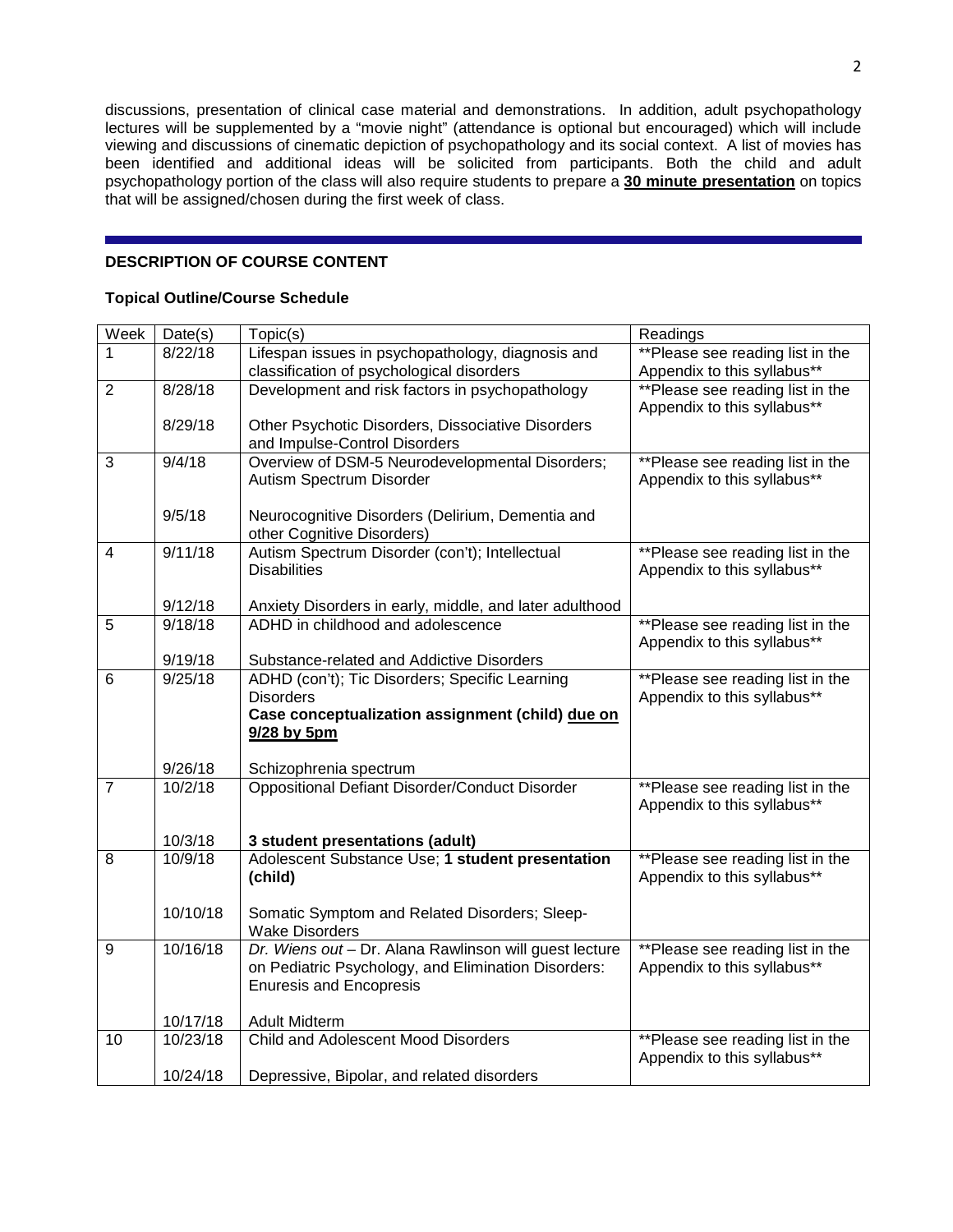discussions, presentation of clinical case material and demonstrations. In addition, adult psychopathology lectures will be supplemented by a "movie night" (attendance is optional but encouraged) which will include viewing and discussions of cinematic depiction of psychopathology and its social context. A list of movies has been identified and additional ideas will be solicited from participants. Both the child and adult psychopathology portion of the class will also require students to prepare a **30 minute presentation** on topics that will be assigned/chosen during the first week of class.

## DESCRIPTION OF COURSE CONTENT

### Topical Outline/Course Schedule

| Week | Date(s) | Topic(s) | Readings |
|---|---|---|---|
| 1 | 8/22/18 | Lifespan issues in psychopathology, diagnosis and classification of psychological disorders | **Please see reading list in the Appendix to this syllabus** |
| 2 | 8/28/18 | Development and risk factors in psychopathology | **Please see reading list in the Appendix to this syllabus** |
| | 8/29/18 | Other Psychotic Disorders, Dissociative Disorders and Impulse-Control Disorders | |
| 3 | 9/4/18 | Overview of DSM-5 Neurodevelopmental Disorders; Autism Spectrum Disorder | **Please see reading list in the Appendix to this syllabus** |
| | 9/5/18 | Neurocognitive Disorders (Delirium, Dementia and other Cognitive Disorders) | |
| 4 | 9/11/18 | Autism Spectrum Disorder (con't); Intellectual Disabilities | **Please see reading list in the Appendix to this syllabus** |
| | 9/12/18 | Anxiety Disorders in early, middle, and later adulthood | |
| 5 | 9/18/18 | ADHD in childhood and adolescence | **Please see reading list in the Appendix to this syllabus** |
| | 9/19/18 | Substance-related and Addictive Disorders | |
| 6 | 9/25/18 | ADHD (con't); Tic Disorders; Specific Learning Disorders<br>**Case conceptualization assignment (child) <u>due on 9/28 by 5pm</u>** | **Please see reading list in the Appendix to this syllabus** |
| | 9/26/18 | Schizophrenia spectrum | |
| 7 | 10/2/18 | Oppositional Defiant Disorder/Conduct Disorder | **Please see reading list in the Appendix to this syllabus** |
| | 10/3/18 | **3 student presentations (adult)** | |
| 8 | 10/9/18 | Adolescent Substance Use; **1 student presentation (child)** | **Please see reading list in the Appendix to this syllabus** |
| | 10/10/18 | Somatic Symptom and Related Disorders; Sleep-Wake Disorders | |
| 9 | 10/16/18 | *Dr. Wiens out* – Dr. Alana Rawlinson will guest lecture on Pediatric Psychology, and Elimination Disorders: Enuresis and Encopresis | **Please see reading list in the Appendix to this syllabus** |
| | 10/17/18 | Adult Midterm | |
| 10 | 10/23/18 | Child and Adolescent Mood Disorders | **Please see reading list in the Appendix to this syllabus** |
| | 10/24/18 | Depressive, Bipolar, and related disorders | |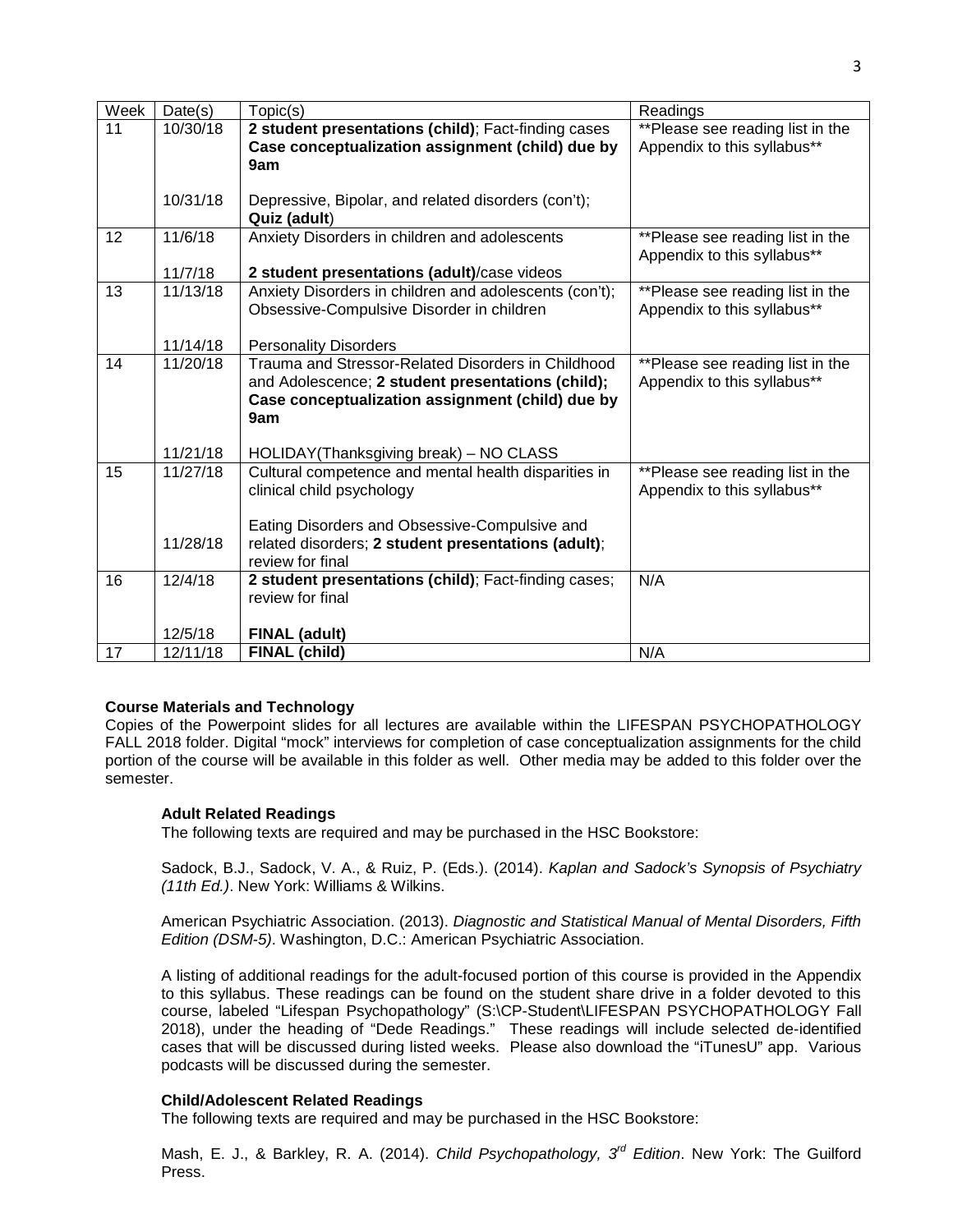| Week | Date(s) | Topic(s) | Readings |
|---|---|---|---|
| 11 | 10/30/18<br><br>10/31/18 | **2 student presentations (child)**; Fact-finding cases **Case conceptualization assignment (child) due by 9am**<br><br>Depressive, Bipolar, and related disorders (con't); **Quiz (adult)** | **Please see reading list in the Appendix to this syllabus** |
| 12 | 11/6/18<br><br>11/7/18 | Anxiety Disorders in children and adolescents<br><br>**2 student presentations (adult)**/case videos | **Please see reading list in the Appendix to this syllabus** |
| 13 | 11/13/18<br><br>11/14/18 | Anxiety Disorders in children and adolescents (con't); Obsessive-Compulsive Disorder in children<br><br>Personality Disorders | **Please see reading list in the Appendix to this syllabus** |
| 14 | 11/20/18<br><br>11/21/18 | Trauma and Stressor-Related Disorders in Childhood and Adolescence; **2 student presentations (child); Case conceptualization assignment (child) due by 9am**<br><br>HOLIDAY(Thanksgiving break) – NO CLASS | **Please see reading list in the Appendix to this syllabus** |
| 15 | 11/27/18<br><br>11/28/18 | Cultural competence and mental health disparities in clinical child psychology<br><br>Eating Disorders and Obsessive-Compulsive and related disorders; **2 student presentations (adult)**; review for final | **Please see reading list in the Appendix to this syllabus** |
| 16 | 12/4/18<br><br>12/5/18 | **2 student presentations (child)**; Fact-finding cases; review for final<br><br>**FINAL (adult)** | N/A |
| 17 | 12/11/18 | **FINAL (child)** | N/A |

**Course Materials and Technology**

Copies of the Powerpoint slides for all lectures are available within the LIFESPAN PSYCHOPATHOLOGY FALL 2018 folder. Digital "mock" interviews for completion of case conceptualization assignments for the child portion of the course will be available in this folder as well. Other media may be added to this folder over the semester.

**Adult Related Readings**

The following texts are required and may be purchased in the HSC Bookstore:

Sadock, B.J., Sadock, V. A., & Ruiz, P. (Eds.). (2014). *Kaplan and Sadock's Synopsis of Psychiatry (11th Ed.)*. New York: Williams & Wilkins.

American Psychiatric Association. (2013). *Diagnostic and Statistical Manual of Mental Disorders, Fifth Edition (DSM-5)*. Washington, D.C.: American Psychiatric Association.

A listing of additional readings for the adult-focused portion of this course is provided in the Appendix to this syllabus. These readings can be found on the student share drive in a folder devoted to this course, labeled "Lifespan Psychopathology" (S:\CP-Student\LIFESPAN PSYCHOPATHOLOGY Fall 2018), under the heading of "Dede Readings." These readings will include selected de-identified cases that will be discussed during listed weeks. Please also download the "iTunesU" app. Various podcasts will be discussed during the semester.

**Child/Adolescent Related Readings**

The following texts are required and may be purchased in the HSC Bookstore:

Mash, E. J., & Barkley, R. A. (2014). *Child Psychopathology, 3rd Edition*. New York: The Guilford Press.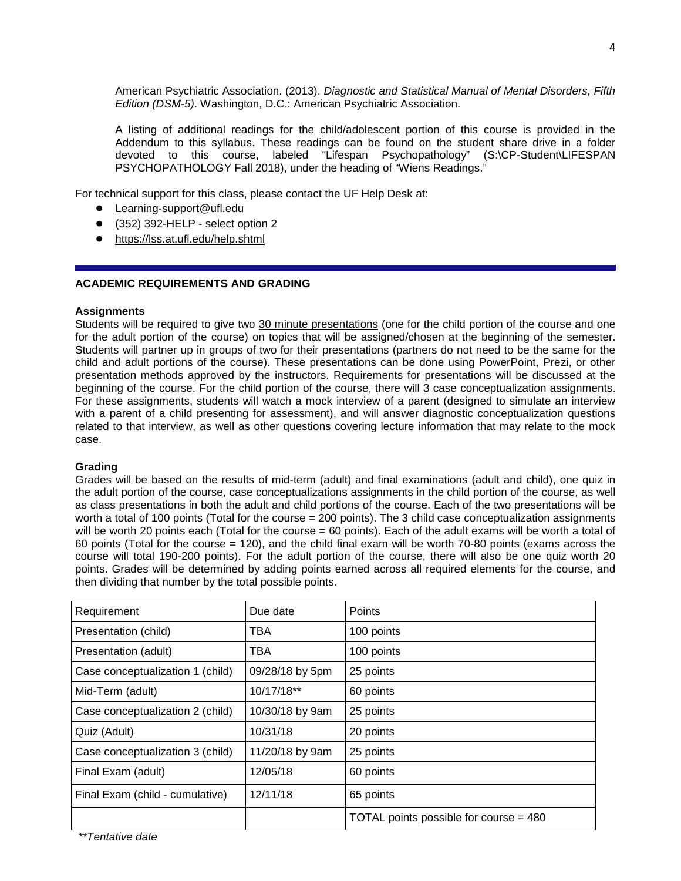American Psychiatric Association. (2013). *Diagnostic and Statistical Manual of Mental Disorders, Fifth Edition (DSM-5)*. Washington, D.C.: American Psychiatric Association.

A listing of additional readings for the child/adolescent portion of this course is provided in the Addendum to this syllabus. These readings can be found on the student share drive in a folder devoted to this course, labeled "Lifespan Psychopathology" (S:\CP-Student\LIFESPAN PSYCHOPATHOLOGY Fall 2018), under the heading of "Wiens Readings."

For technical support for this class, please contact the UF Help Desk at:

- Learning-support@ufl.edu
- (352) 392-HELP - select option 2
- https://lss.at.ufl.edu/help.shtml

---

## ACADEMIC REQUIREMENTS AND GRADING

**Assignments**

Students will be required to give two 30 minute presentations (one for the child portion of the course and one for the adult portion of the course) on topics that will be assigned/chosen at the beginning of the semester. Students will partner up in groups of two for their presentations (partners do not need to be the same for the child and adult portions of the course). These presentations can be done using PowerPoint, Prezi, or other presentation methods approved by the instructors. Requirements for presentations will be discussed at the beginning of the course. For the child portion of the course, there will 3 case conceptualization assignments. For these assignments, students will watch a mock interview of a parent (designed to simulate an interview with a parent of a child presenting for assessment), and will answer diagnostic conceptualization questions related to that interview, as well as other questions covering lecture information that may relate to the mock case.

**Grading**

Grades will be based on the results of mid-term (adult) and final examinations (adult and child), one quiz in the adult portion of the course, case conceptualizations assignments in the child portion of the course, as well as class presentations in both the adult and child portions of the course. Each of the two presentations will be worth a total of 100 points (Total for the course = 200 points). The 3 child case conceptualization assignments will be worth 20 points each (Total for the course = 60 points). Each of the adult exams will be worth a total of 60 points (Total for the course = 120), and the child final exam will be worth 70-80 points (exams across the course will total 190-200 points). For the adult portion of the course, there will also be one quiz worth 20 points. Grades will be determined by adding points earned across all required elements for the course, and then dividing that number by the total possible points.

| Requirement | Due date | Points |
|---|---|---|
| Presentation (child) | TBA | 100 points |
| Presentation (adult) | TBA | 100 points |
| Case conceptualization 1 (child) | 09/28/18 by 5pm | 25 points |
| Mid-Term (adult) | 10/17/18** | 60 points |
| Case conceptualization 2 (child) | 10/30/18 by 9am | 25 points |
| Quiz (Adult) | 10/31/18 | 20 points |
| Case conceptualization 3 (child) | 11/20/18 by 9am | 25 points |
| Final Exam (adult) | 12/05/18 | 60 points |
| Final Exam (child - cumulative) | 12/11/18 | 65 points |
| | | TOTAL points possible for course = 480 |

*\*\*Tentative date*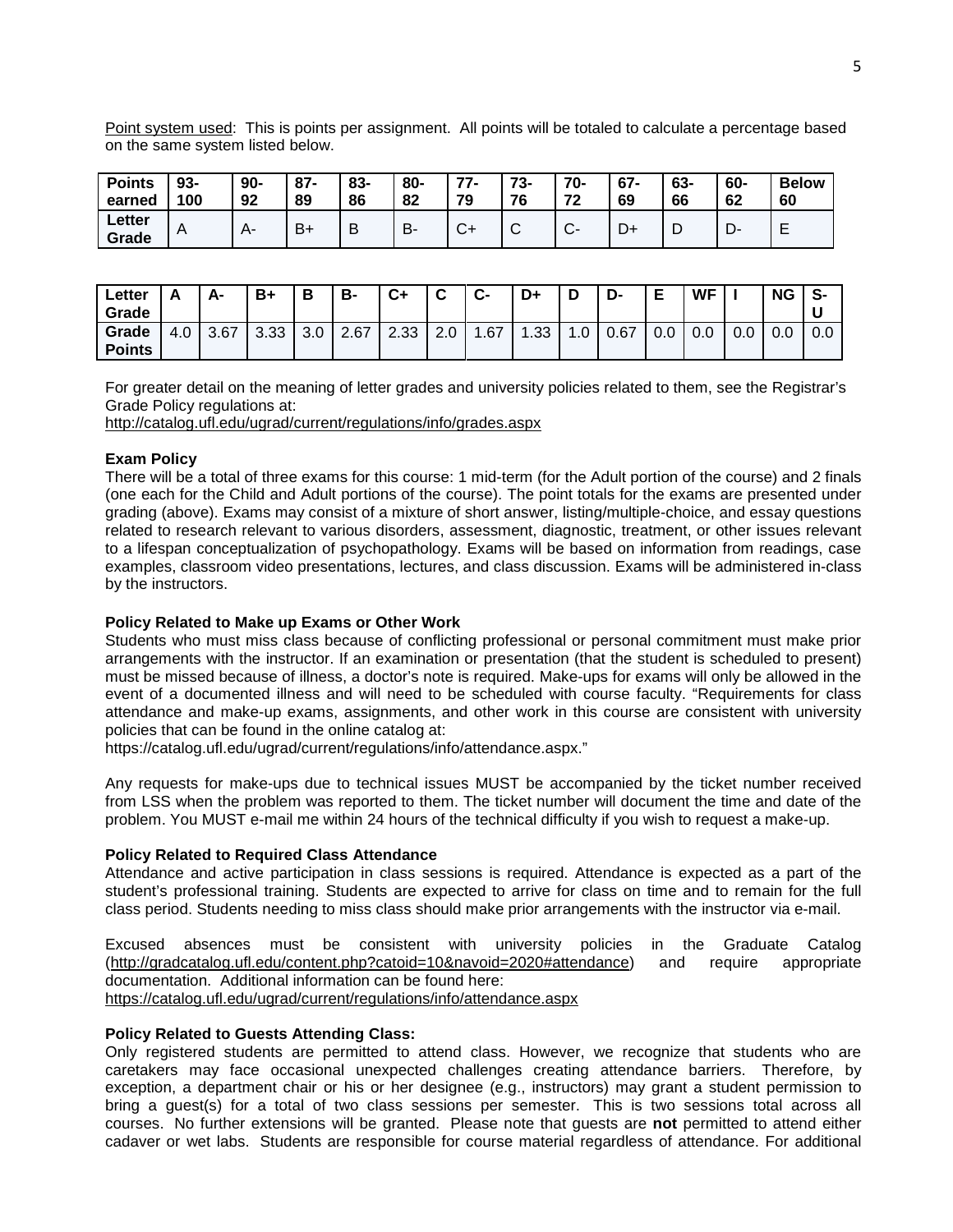Point system used: This is points per assignment. All points will be totaled to calculate a percentage based on the same system listed below.

| Points earned | 93-100 | 90-92 | 87-89 | 83-86 | 80-82 | 77-79 | 73-76 | 70-72 | 67-69 | 63-66 | 60-62 | Below 60 |
|---|---|---|---|---|---|---|---|---|---|---|---|---|
| Letter Grade | A | A- | B+ | B | B- | C+ | C | C- | D+ | D | D- | E |

| Letter Grade | A | A- | B+ | B | B- | C+ | C | C- | D+ | D | D- | E | WF | I | NG | S-U |
|---|---|---|---|---|---|---|---|---|---|---|---|---|---|---|---|---|
| Grade Points | 4.0 | 3.67 | 3.33 | 3.0 | 2.67 | 2.33 | 2.0 | 1.67 | 1.33 | 1.0 | 0.67 | 0.0 | 0.0 | 0.0 | 0.0 | 0.0 |

For greater detail on the meaning of letter grades and university policies related to them, see the Registrar's Grade Policy regulations at:
http://catalog.ufl.edu/ugrad/current/regulations/info/grades.aspx

**Exam Policy**

There will be a total of three exams for this course: 1 mid-term (for the Adult portion of the course) and 2 finals (one each for the Child and Adult portions of the course). The point totals for the exams are presented under grading (above). Exams may consist of a mixture of short answer, listing/multiple-choice, and essay questions related to research relevant to various disorders, assessment, diagnostic, treatment, or other issues relevant to a lifespan conceptualization of psychopathology. Exams will be based on information from readings, case examples, classroom video presentations, lectures, and class discussion. Exams will be administered in-class by the instructors.

**Policy Related to Make up Exams or Other Work**

Students who must miss class because of conflicting professional or personal commitment must make prior arrangements with the instructor. If an examination or presentation (that the student is scheduled to present) must be missed because of illness, a doctor's note is required. Make-ups for exams will only be allowed in the event of a documented illness and will need to be scheduled with course faculty. "Requirements for class attendance and make-up exams, assignments, and other work in this course are consistent with university policies that can be found in the online catalog at:
https://catalog.ufl.edu/ugrad/current/regulations/info/attendance.aspx."

Any requests for make-ups due to technical issues MUST be accompanied by the ticket number received from LSS when the problem was reported to them. The ticket number will document the time and date of the problem. You MUST e-mail me within 24 hours of the technical difficulty if you wish to request a make-up.

**Policy Related to Required Class Attendance**

Attendance and active participation in class sessions is required. Attendance is expected as a part of the student's professional training. Students are expected to arrive for class on time and to remain for the full class period. Students needing to miss class should make prior arrangements with the instructor via e-mail.

Excused absences must be consistent with university policies in the Graduate Catalog (http://gradcatalog.ufl.edu/content.php?catoid=10&navoid=2020#attendance) and require appropriate documentation. Additional information can be found here:
https://catalog.ufl.edu/ugrad/current/regulations/info/attendance.aspx

**Policy Related to Guests Attending Class:**

Only registered students are permitted to attend class. However, we recognize that students who are caretakers may face occasional unexpected challenges creating attendance barriers. Therefore, by exception, a department chair or his or her designee (e.g., instructors) may grant a student permission to bring a guest(s) for a total of two class sessions per semester. This is two sessions total across all courses. No further extensions will be granted. Please note that guests are **not** permitted to attend either cadaver or wet labs. Students are responsible for course material regardless of attendance. For additional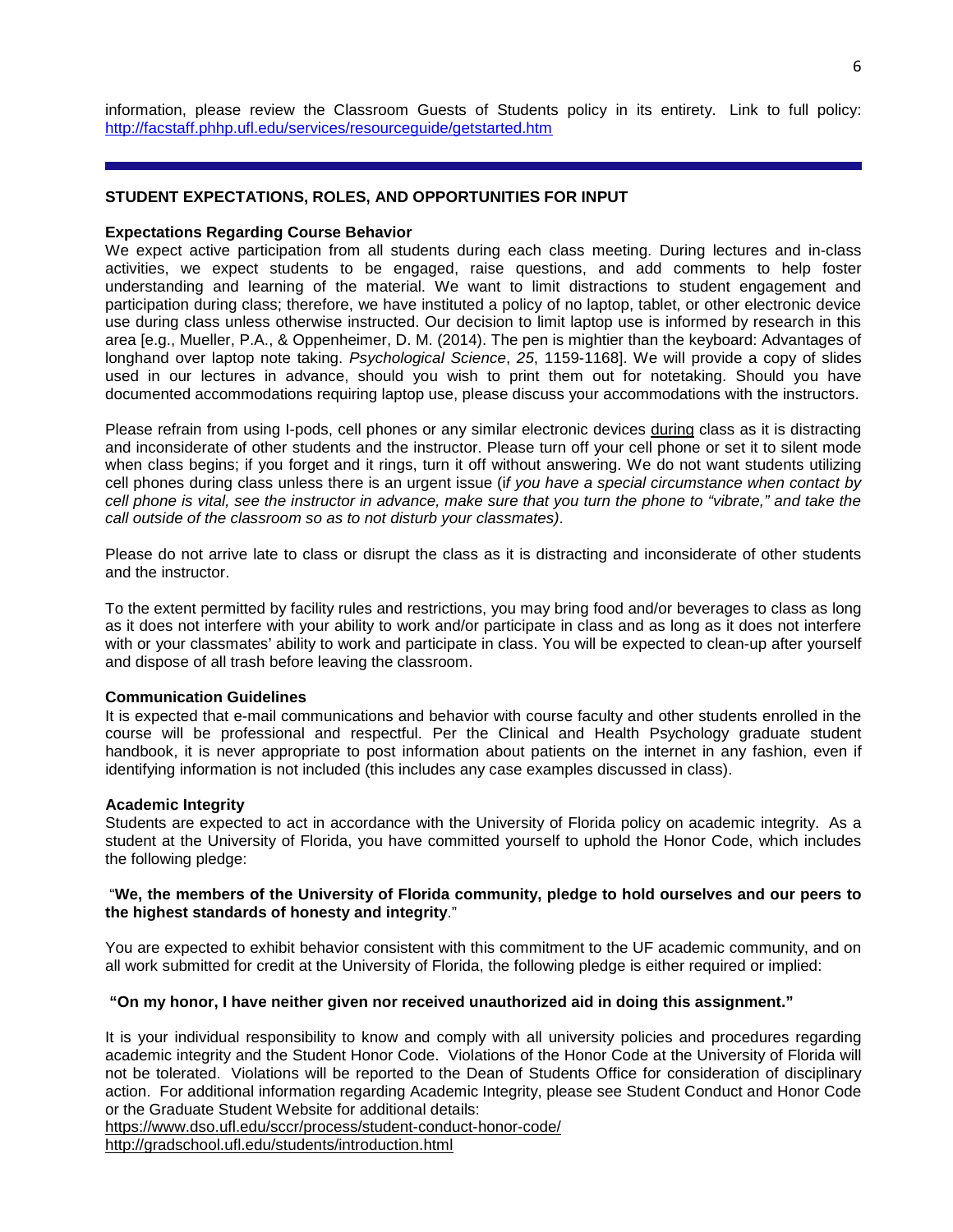information, please review the Classroom Guests of Students policy in its entirety. Link to full policy: http://facstaff.phhp.ufl.edu/services/resourceguide/getstarted.htm

---

## STUDENT EXPECTATIONS, ROLES, AND OPPORTUNITIES FOR INPUT

### Expectations Regarding Course Behavior

We expect active participation from all students during each class meeting. During lectures and in-class activities, we expect students to be engaged, raise questions, and add comments to help foster understanding and learning of the material. We want to limit distractions to student engagement and participation during class; therefore, we have instituted a policy of no laptop, tablet, or other electronic device use during class unless otherwise instructed. Our decision to limit laptop use is informed by research in this area [e.g., Mueller, P.A., & Oppenheimer, D. M. (2014). The pen is mightier than the keyboard: Advantages of longhand over laptop note taking. *Psychological Science*, *25*, 1159-1168]. We will provide a copy of slides used in our lectures in advance, should you wish to print them out for notetaking. Should you have documented accommodations requiring laptop use, please discuss your accommodations with the instructors.

Please refrain from using I-pods, cell phones or any similar electronic devices <u>during</u> class as it is distracting and inconsiderate of other students and the instructor. Please turn off your cell phone or set it to silent mode when class begins; if you forget and it rings, turn it off without answering. We do not want students utilizing cell phones during class unless there is an urgent issue (*if you have a special circumstance when contact by cell phone is vital, see the instructor in advance, make sure that you turn the phone to "vibrate," and take the call outside of the classroom so as to not disturb your classmates)*.

Please do not arrive late to class or disrupt the class as it is distracting and inconsiderate of other students and the instructor.

To the extent permitted by facility rules and restrictions, you may bring food and/or beverages to class as long as it does not interfere with your ability to work and/or participate in class and as long as it does not interfere with or your classmates' ability to work and participate in class. You will be expected to clean-up after yourself and dispose of all trash before leaving the classroom.

### Communication Guidelines

It is expected that e-mail communications and behavior with course faculty and other students enrolled in the course will be professional and respectful. Per the Clinical and Health Psychology graduate student handbook, it is never appropriate to post information about patients on the internet in any fashion, even if identifying information is not included (this includes any case examples discussed in class).

### Academic Integrity

Students are expected to act in accordance with the University of Florida policy on academic integrity. As a student at the University of Florida, you have committed yourself to uphold the Honor Code, which includes the following pledge:

"**We, the members of the University of Florida community, pledge to hold ourselves and our peers to the highest standards of honesty and integrity**."

You are expected to exhibit behavior consistent with this commitment to the UF academic community, and on all work submitted for credit at the University of Florida, the following pledge is either required or implied:

**"On my honor, I have neither given nor received unauthorized aid in doing this assignment."**

It is your individual responsibility to know and comply with all university policies and procedures regarding academic integrity and the Student Honor Code. Violations of the Honor Code at the University of Florida will not be tolerated. Violations will be reported to the Dean of Students Office for consideration of disciplinary action. For additional information regarding Academic Integrity, please see Student Conduct and Honor Code or the Graduate Student Website for additional details:
https://www.dso.ufl.edu/sccr/process/student-conduct-honor-code/
http://gradschool.ufl.edu/students/introduction.html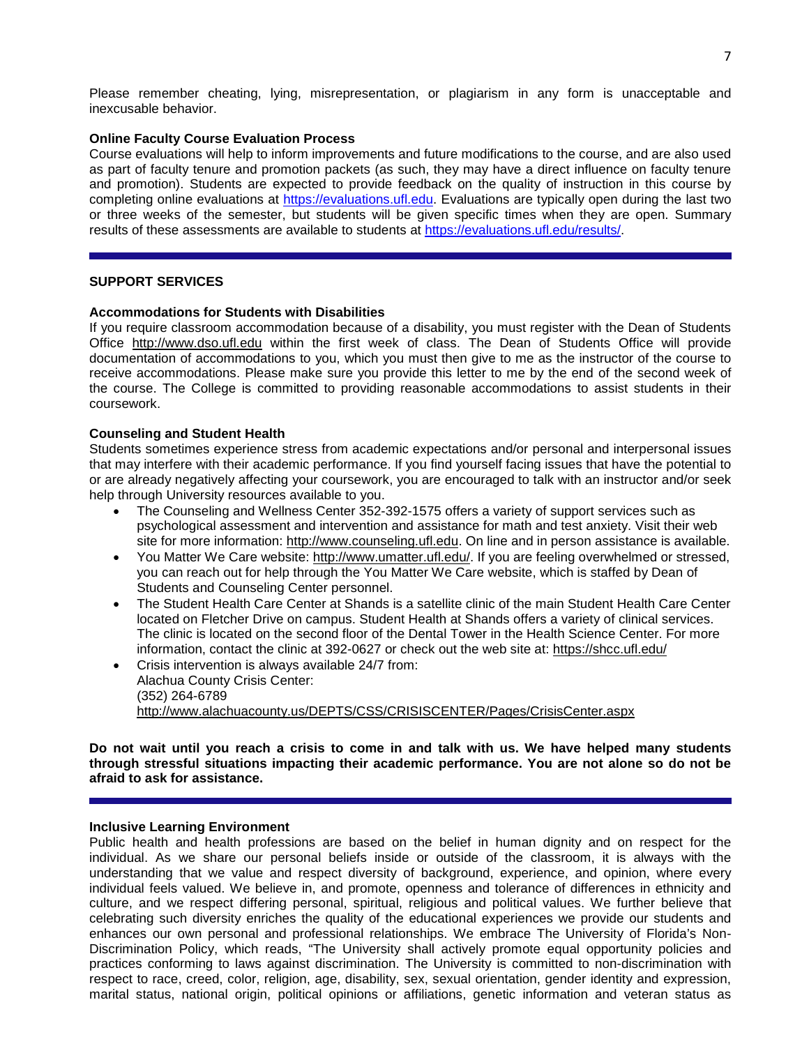Please remember cheating, lying, misrepresentation, or plagiarism in any form is unacceptable and inexcusable behavior.

**Online Faculty Course Evaluation Process**

Course evaluations will help to inform improvements and future modifications to the course, and are also used as part of faculty tenure and promotion packets (as such, they may have a direct influence on faculty tenure and promotion). Students are expected to provide feedback on the quality of instruction in this course by completing online evaluations at https://evaluations.ufl.edu. Evaluations are typically open during the last two or three weeks of the semester, but students will be given specific times when they are open. Summary results of these assessments are available to students at https://evaluations.ufl.edu/results/.

---

## SUPPORT SERVICES

**Accommodations for Students with Disabilities**

If you require classroom accommodation because of a disability, you must register with the Dean of Students Office http://www.dso.ufl.edu within the first week of class. The Dean of Students Office will provide documentation of accommodations to you, which you must then give to me as the instructor of the course to receive accommodations. Please make sure you provide this letter to me by the end of the second week of the course. The College is committed to providing reasonable accommodations to assist students in their coursework.

**Counseling and Student Health**

Students sometimes experience stress from academic expectations and/or personal and interpersonal issues that may interfere with their academic performance. If you find yourself facing issues that have the potential to or are already negatively affecting your coursework, you are encouraged to talk with an instructor and/or seek help through University resources available to you.

- The Counseling and Wellness Center 352-392-1575 offers a variety of support services such as psychological assessment and intervention and assistance for math and test anxiety. Visit their web site for more information: http://www.counseling.ufl.edu. On line and in person assistance is available.
- You Matter We Care website: http://www.umatter.ufl.edu/. If you are feeling overwhelmed or stressed, you can reach out for help through the You Matter We Care website, which is staffed by Dean of Students and Counseling Center personnel.
- The Student Health Care Center at Shands is a satellite clinic of the main Student Health Care Center located on Fletcher Drive on campus. Student Health at Shands offers a variety of clinical services. The clinic is located on the second floor of the Dental Tower in the Health Science Center. For more information, contact the clinic at 392-0627 or check out the web site at: https://shcc.ufl.edu/
- Crisis intervention is always available 24/7 from:
  Alachua County Crisis Center:
  (352) 264-6789
  http://www.alachuacounty.us/DEPTS/CSS/CRISISCENTER/Pages/CrisisCenter.aspx

**Do not wait until you reach a crisis to come in and talk with us. We have helped many students through stressful situations impacting their academic performance. You are not alone so do not be afraid to ask for assistance.**

---

**Inclusive Learning Environment**

Public health and health professions are based on the belief in human dignity and on respect for the individual. As we share our personal beliefs inside or outside of the classroom, it is always with the understanding that we value and respect diversity of background, experience, and opinion, where every individual feels valued. We believe in, and promote, openness and tolerance of differences in ethnicity and culture, and we respect differing personal, spiritual, religious and political values. We further believe that celebrating such diversity enriches the quality of the educational experiences we provide our students and enhances our own personal and professional relationships. We embrace The University of Florida's Non-Discrimination Policy, which reads, "The University shall actively promote equal opportunity policies and practices conforming to laws against discrimination. The University is committed to non-discrimination with respect to race, creed, color, religion, age, disability, sex, sexual orientation, gender identity and expression, marital status, national origin, political opinions or affiliations, genetic information and veteran status as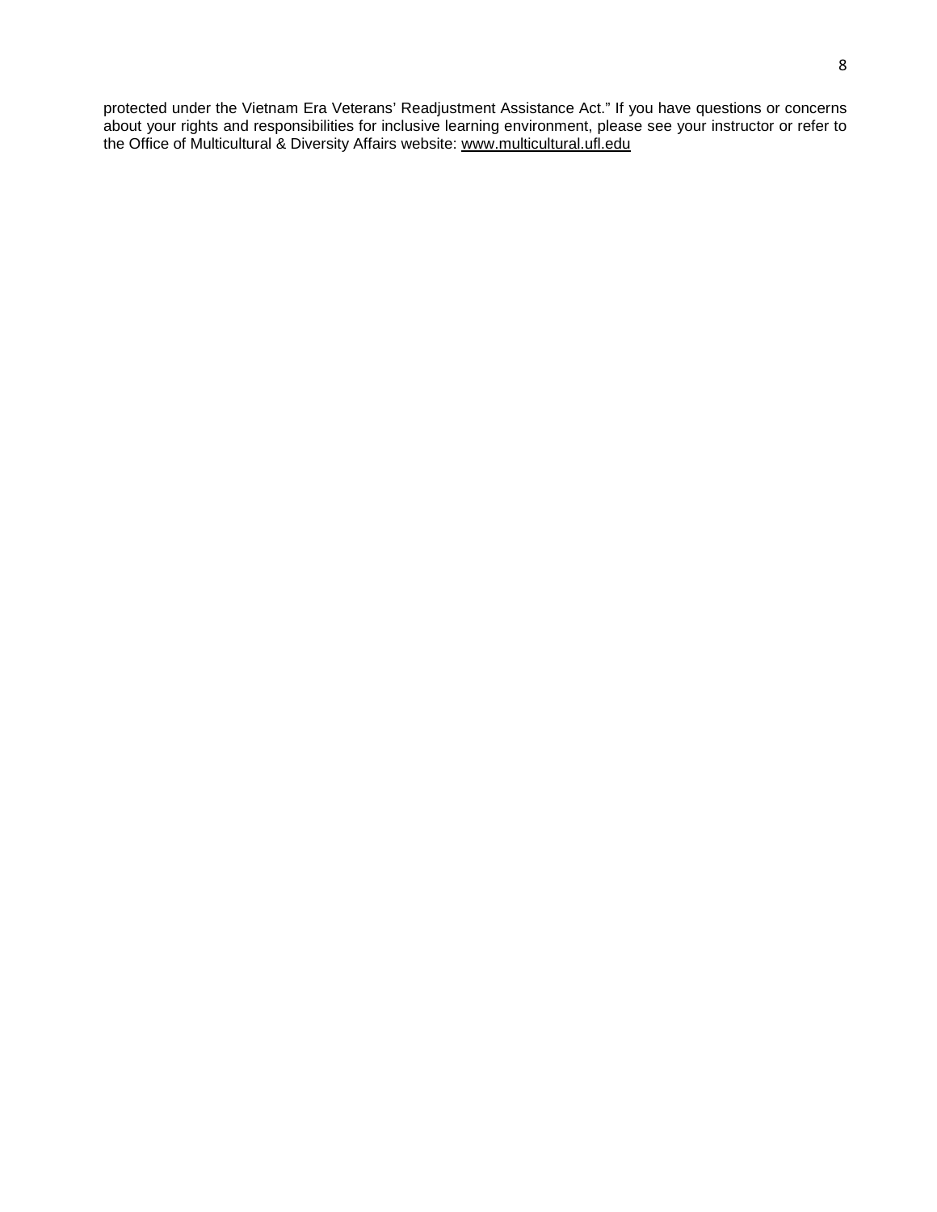protected under the Vietnam Era Veterans' Readjustment Assistance Act." If you have questions or concerns about your rights and responsibilities for inclusive learning environment, please see your instructor or refer to the Office of Multicultural & Diversity Affairs website: www.multicultural.ufl.edu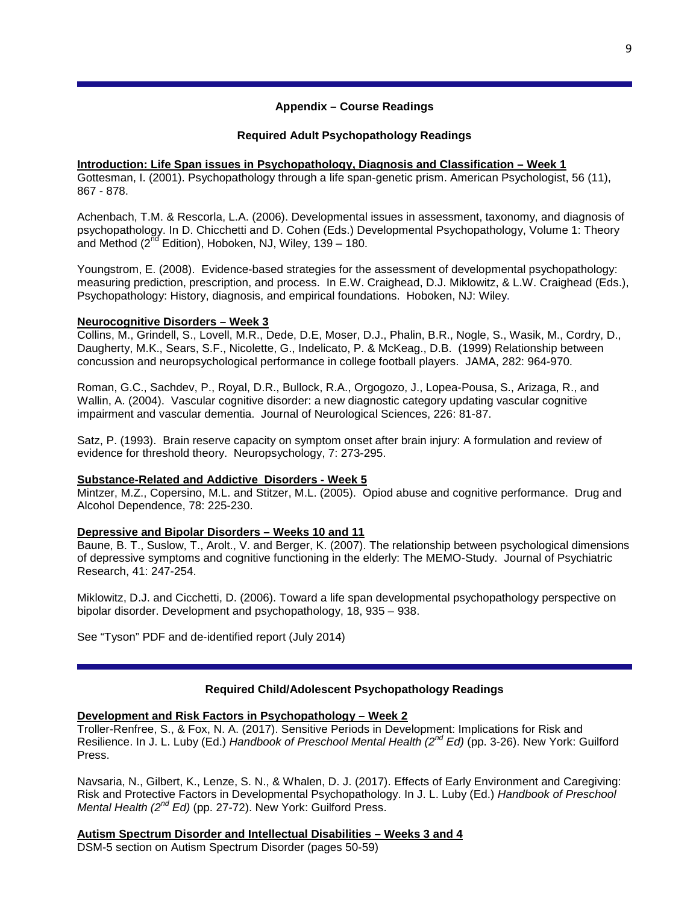**Appendix – Course Readings**

**Required Adult Psychopathology Readings**

**Introduction: Life Span issues in Psychopathology, Diagnosis and Classification – Week 1**

Gottesman, I. (2001). Psychopathology through a life span-genetic prism. American Psychologist, 56 (11), 867 - 878.

Achenbach, T.M. & Rescorla, L.A. (2006). Developmental issues in assessment, taxonomy, and diagnosis of psychopathology. In D. Chicchetti and D. Cohen (Eds.) Developmental Psychopathology, Volume 1: Theory and Method (2nd Edition), Hoboken, NJ, Wiley, 139 – 180.

Youngstrom, E. (2008). Evidence-based strategies for the assessment of developmental psychopathology: measuring prediction, prescription, and process. In E.W. Craighead, D.J. Miklowitz, & L.W. Craighead (Eds.), Psychopathology: History, diagnosis, and empirical foundations. Hoboken, NJ: Wiley.

**Neurocognitive Disorders – Week 3**

Collins, M., Grindell, S., Lovell, M.R., Dede, D.E, Moser, D.J., Phalin, B.R., Nogle, S., Wasik, M., Cordry, D., Daugherty, M.K., Sears, S.F., Nicolette, G., Indelicato, P. & McKeag., D.B. (1999) Relationship between concussion and neuropsychological performance in college football players. JAMA, 282: 964-970.

Roman, G.C., Sachdev, P., Royal, D.R., Bullock, R.A., Orgogozo, J., Lopea-Pousa, S., Arizaga, R., and Wallin, A. (2004). Vascular cognitive disorder: a new diagnostic category updating vascular cognitive impairment and vascular dementia. Journal of Neurological Sciences, 226: 81-87.

Satz, P. (1993). Brain reserve capacity on symptom onset after brain injury: A formulation and review of evidence for threshold theory. Neuropsychology, 7: 273-295.

**Substance-Related and Addictive Disorders - Week 5**

Mintzer, M.Z., Copersino, M.L. and Stitzer, M.L. (2005). Opiod abuse and cognitive performance. Drug and Alcohol Dependence, 78: 225-230.

**Depressive and Bipolar Disorders – Weeks 10 and 11**

Baune, B. T., Suslow, T., Arolt., V. and Berger, K. (2007). The relationship between psychological dimensions of depressive symptoms and cognitive functioning in the elderly: The MEMO-Study. Journal of Psychiatric Research, 41: 247-254.

Miklowitz, D.J. and Cicchetti, D. (2006). Toward a life span developmental psychopathology perspective on bipolar disorder. Development and psychopathology, 18, 935 – 938.

See "Tyson" PDF and de-identified report (July 2014)

**Required Child/Adolescent Psychopathology Readings**

**Development and Risk Factors in Psychopathology – Week 2**

Troller-Renfree, S., & Fox, N. A. (2017). Sensitive Periods in Development: Implications for Risk and Resilience. In J. L. Luby (Ed.) *Handbook of Preschool Mental Health (2nd Ed)* (pp. 3-26). New York: Guilford Press.

Navsaria, N., Gilbert, K., Lenze, S. N., & Whalen, D. J. (2017). Effects of Early Environment and Caregiving: Risk and Protective Factors in Developmental Psychopathology. In J. L. Luby (Ed.) *Handbook of Preschool Mental Health (2nd Ed)* (pp. 27-72). New York: Guilford Press.

**Autism Spectrum Disorder and Intellectual Disabilities – Weeks 3 and 4**

DSM-5 section on Autism Spectrum Disorder (pages 50-59)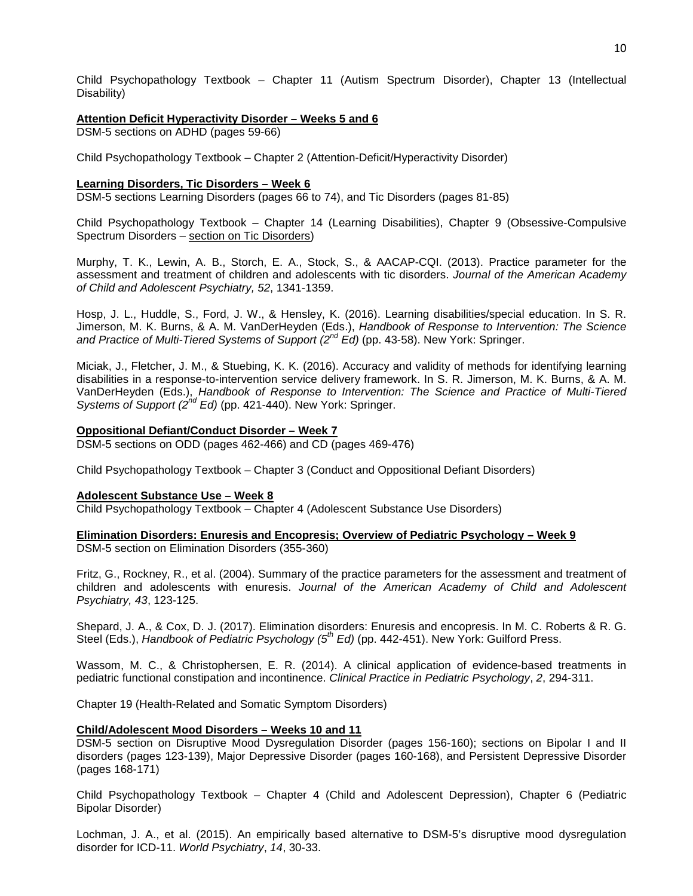Child Psychopathology Textbook – Chapter 11 (Autism Spectrum Disorder), Chapter 13 (Intellectual Disability)

**Attention Deficit Hyperactivity Disorder – Weeks 5 and 6**

DSM-5 sections on ADHD (pages 59-66)

Child Psychopathology Textbook – Chapter 2 (Attention-Deficit/Hyperactivity Disorder)

**Learning Disorders, Tic Disorders – Week 6**

DSM-5 sections Learning Disorders (pages 66 to 74), and Tic Disorders (pages 81-85)

Child Psychopathology Textbook – Chapter 14 (Learning Disabilities), Chapter 9 (Obsessive-Compulsive Spectrum Disorders – section on Tic Disorders)

Murphy, T. K., Lewin, A. B., Storch, E. A., Stock, S., & AACAP-CQI. (2013). Practice parameter for the assessment and treatment of children and adolescents with tic disorders. *Journal of the American Academy of Child and Adolescent Psychiatry, 52*, 1341-1359.

Hosp, J. L., Huddle, S., Ford, J. W., & Hensley, K. (2016). Learning disabilities/special education. In S. R. Jimerson, M. K. Burns, & A. M. VanDerHeyden (Eds.), *Handbook of Response to Intervention: The Science and Practice of Multi-Tiered Systems of Support (2nd Ed)* (pp. 43-58). New York: Springer.

Miciak, J., Fletcher, J. M., & Stuebing, K. K. (2016). Accuracy and validity of methods for identifying learning disabilities in a response-to-intervention service delivery framework. In S. R. Jimerson, M. K. Burns, & A. M. VanDerHeyden (Eds.), *Handbook of Response to Intervention: The Science and Practice of Multi-Tiered Systems of Support (2nd Ed)* (pp. 421-440). New York: Springer.

**Oppositional Defiant/Conduct Disorder – Week 7**

DSM-5 sections on ODD (pages 462-466) and CD (pages 469-476)

Child Psychopathology Textbook – Chapter 3 (Conduct and Oppositional Defiant Disorders)

**Adolescent Substance Use – Week 8**

Child Psychopathology Textbook – Chapter 4 (Adolescent Substance Use Disorders)

**Elimination Disorders: Enuresis and Encopresis; Overview of Pediatric Psychology – Week 9**

DSM-5 section on Elimination Disorders (355-360)

Fritz, G., Rockney, R., et al. (2004). Summary of the practice parameters for the assessment and treatment of children and adolescents with enuresis. *Journal of the American Academy of Child and Adolescent Psychiatry, 43*, 123-125.

Shepard, J. A., & Cox, D. J. (2017). Elimination disorders: Enuresis and encopresis. In M. C. Roberts & R. G. Steel (Eds.), *Handbook of Pediatric Psychology (5th Ed)* (pp. 442-451). New York: Guilford Press.

Wassom, M. C., & Christophersen, E. R. (2014). A clinical application of evidence-based treatments in pediatric functional constipation and incontinence. *Clinical Practice in Pediatric Psychology*, *2*, 294-311.

Chapter 19 (Health-Related and Somatic Symptom Disorders)

**Child/Adolescent Mood Disorders – Weeks 10 and 11**

DSM-5 section on Disruptive Mood Dysregulation Disorder (pages 156-160); sections on Bipolar I and II disorders (pages 123-139), Major Depressive Disorder (pages 160-168), and Persistent Depressive Disorder (pages 168-171)

Child Psychopathology Textbook – Chapter 4 (Child and Adolescent Depression), Chapter 6 (Pediatric Bipolar Disorder)

Lochman, J. A., et al. (2015). An empirically based alternative to DSM-5's disruptive mood dysregulation disorder for ICD-11. *World Psychiatry*, *14*, 30-33.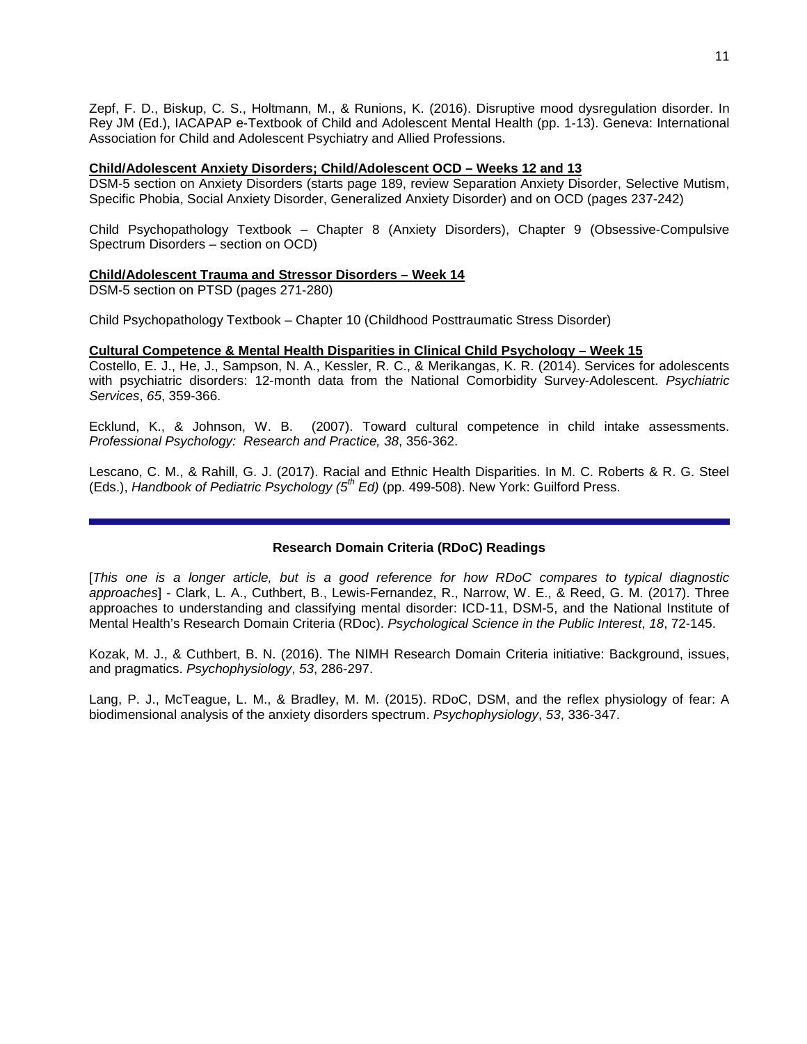Zepf, F. D., Biskup, C. S., Holtmann, M., & Runions, K. (2016). Disruptive mood dysregulation disorder. In Rey JM (Ed.), IACAPAP e-Textbook of Child and Adolescent Mental Health (pp. 1-13). Geneva: International Association for Child and Adolescent Psychiatry and Allied Professions.

**Child/Adolescent Anxiety Disorders; Child/Adolescent OCD – Weeks 12 and 13**

DSM-5 section on Anxiety Disorders (starts page 189, review Separation Anxiety Disorder, Selective Mutism, Specific Phobia, Social Anxiety Disorder, Generalized Anxiety Disorder) and on OCD (pages 237-242)

Child Psychopathology Textbook – Chapter 8 (Anxiety Disorders), Chapter 9 (Obsessive-Compulsive Spectrum Disorders – section on OCD)

**Child/Adolescent Trauma and Stressor Disorders – Week 14**

DSM-5 section on PTSD (pages 271-280)

Child Psychopathology Textbook – Chapter 10 (Childhood Posttraumatic Stress Disorder)

**Cultural Competence & Mental Health Disparities in Clinical Child Psychology – Week 15**

Costello, E. J., He, J., Sampson, N. A., Kessler, R. C., & Merikangas, K. R. (2014). Services for adolescents with psychiatric disorders: 12-month data from the National Comorbidity Survey-Adolescent. *Psychiatric Services*, *65*, 359-366.

Ecklund, K., & Johnson, W. B. (2007). Toward cultural competence in child intake assessments. *Professional Psychology: Research and Practice, 38*, 356-362.

Lescano, C. M., & Rahill, G. J. (2017). Racial and Ethnic Health Disparities. In M. C. Roberts & R. G. Steel (Eds.), *Handbook of Pediatric Psychology (5th Ed)* (pp. 499-508). New York: Guilford Press.

---

**Research Domain Criteria (RDoC) Readings**

[*This one is a longer article, but is a good reference for how RDoC compares to typical diagnostic approaches*] - Clark, L. A., Cuthbert, B., Lewis-Fernandez, R., Narrow, W. E., & Reed, G. M. (2017). Three approaches to understanding and classifying mental disorder: ICD-11, DSM-5, and the National Institute of Mental Health's Research Domain Criteria (RDoc). *Psychological Science in the Public Interest*, *18*, 72-145.

Kozak, M. J., & Cuthbert, B. N. (2016). The NIMH Research Domain Criteria initiative: Background, issues, and pragmatics. *Psychophysiology*, *53*, 286-297.

Lang, P. J., McTeague, L. M., & Bradley, M. M. (2015). RDoC, DSM, and the reflex physiology of fear: A biodimensional analysis of the anxiety disorders spectrum. *Psychophysiology*, *53*, 336-347.